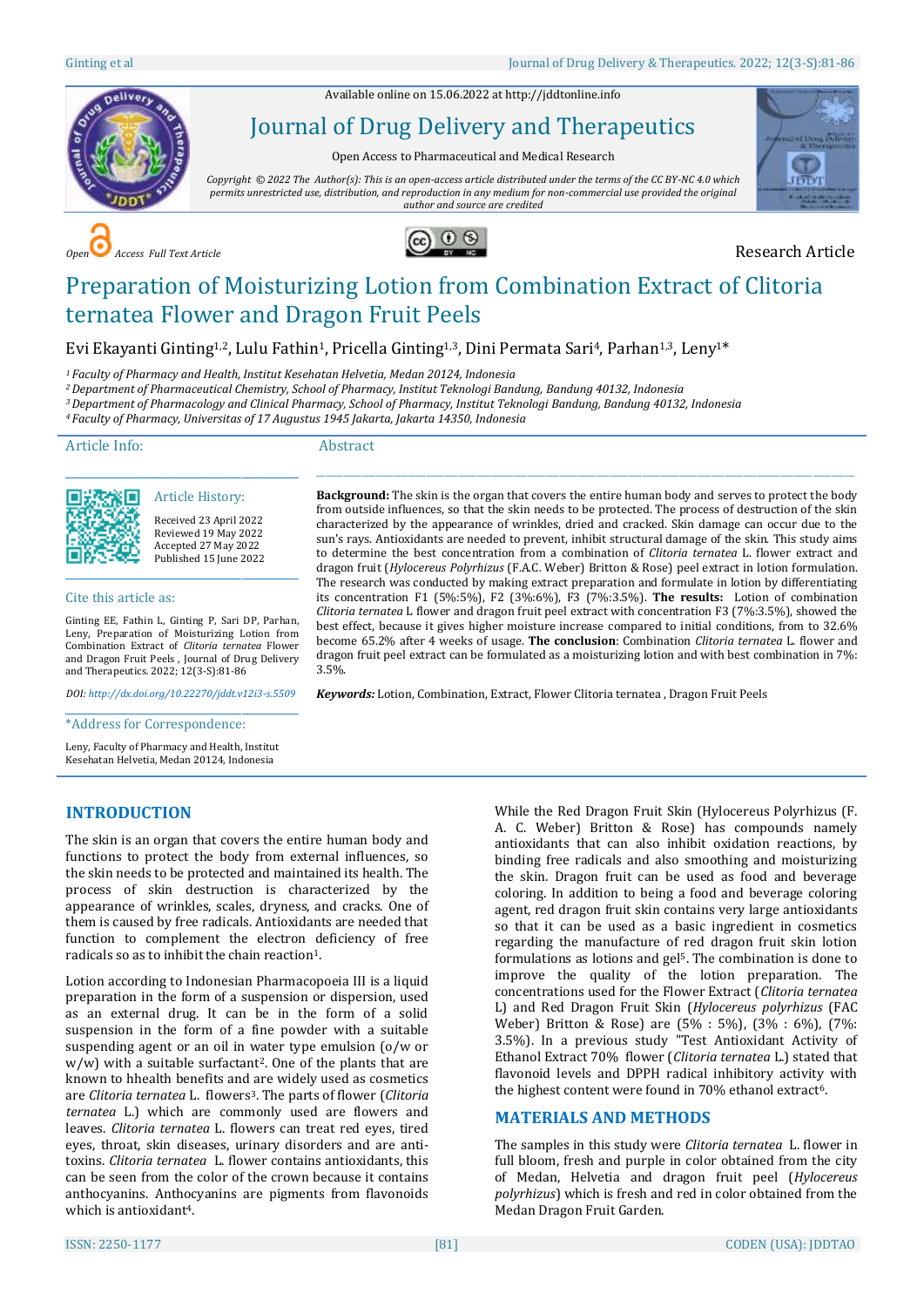Available online on 15.06.2022 at http://jddtonline.info

# Journal of Drug Delivery and Therapeutics

Open Access to Pharmaceutical and Medical Research

*Copyright © 2022 The Author(s): This is an open-access article distributed under the terms of the CC BY-NC 4.0 which permits unrestricted use, distribution, and reproduction in any medium for non-commercial use provided the original author and source are credited*

*Open Access Full Text Article* Research Article

# Preparation of Moisturizing Lotion from Combination Extract of Clitoria ternatea Flower and Dragon Fruit Peels

Evi Ekayanti Ginting[1,2], Lulu Fathin[1], Pricella Ginting[1,3], Dini Permata Sari[4], Parhan[1,3], Leny[1]*

*[1] Faculty of Pharmacy and Health, Institut Kesehatan Helvetia, Medan 20124, Indonesia*
*[2] Department of Pharmaceutical Chemistry, School of Pharmacy, Institut Teknologi Bandung, Bandung 40132, Indonesia*
*[3] Department of Pharmacology and Clinical Pharmacy, School of Pharmacy, Institut Teknologi Bandung, Bandung 40132, Indonesia*
*[4] Faculty of Pharmacy, Universitas of 17 Augustus 1945 Jakarta, Jakarta 14350, Indonesia*

## Article Info:

**Article History:**

Received 23 April 2022
Reviewed 19 May 2022
Accepted 27 May 2022
Published 15 June 2022

**Cite this article as:**

Ginting EE, Fathin L, Ginting P, Sari DP, Parhan, Leny, Preparation of Moisturizing Lotion from Combination Extract of *Clitoria ternatea* Flower and Dragon Fruit Peels , Journal of Drug Delivery and Therapeutics. 2022; 12(3-S):81-86

*DOI: http://dx.doi.org/10.22270/jddt.v12i3-s.5509*

**\*Address for Correspondence:**

Leny, Faculty of Pharmacy and Health, Institut Kesehatan Helvetia, Medan 20124, Indonesia

## Abstract

**Background:** The skin is the organ that covers the entire human body and serves to protect the body from outside influences, so that the skin needs to be protected. The process of destruction of the skin characterized by the appearance of wrinkles, dried and cracked. Skin damage can occur due to the sun's rays. Antioxidants are needed to prevent, inhibit structural damage of the skin. This study aims to determine the best concentration from a combination of *Clitoria ternatea* L. flower extract and dragon fruit (*Hylocereus Polyrhizus* (F.A.C. Weber) Britton & Rose) peel extract in lotion formulation. The research was conducted by making extract preparation and formulate in lotion by differentiating its concentration F1 (5%:5%), F2 (3%:6%), F3 (7%:3.5%). **The results:** Lotion of combination *Clitoria ternatea* L flower and dragon fruit peel extract with concentration F3 (7%:3.5%), showed the best effect, because it gives higher moisture increase compared to initial conditions, from to 32.6% become 65.2% after 4 weeks of usage. **The conclusion**: Combination *Clitoria ternatea* L. flower and dragon fruit peel extract can be formulated as a moisturizing lotion and with best combination in 7%: 3.5%.

***Keywords:*** Lotion, Combination, Extract, Flower Clitoria ternatea , Dragon Fruit Peels

## INTRODUCTION

The skin is an organ that covers the entire human body and functions to protect the body from external influences, so the skin needs to be protected and maintained its health. The process of skin destruction is characterized by the appearance of wrinkles, scales, dryness, and cracks. One of them is caused by free radicals. Antioxidants are needed that function to complement the electron deficiency of free radicals so as to inhibit the chain reaction[1].

Lotion according to Indonesian Pharmacopoeia III is a liquid preparation in the form of a suspension or dispersion, used as an external drug. It can be in the form of a solid suspension in the form of a fine powder with a suitable suspending agent or an oil in water type emulsion (o/w or w/w) with a suitable surfactant[2]. One of the plants that are known to hhealth benefits and are widely used as cosmetics are *Clitoria ternatea* L. flowers[3]. The parts of flower (*Clitoria ternatea* L.) which are commonly used are flowers and leaves. *Clitoria ternatea* L. flowers can treat red eyes, tired eyes, throat, skin diseases, urinary disorders and are anti-toxins. *Clitoria ternatea* L. flower contains antioxidants, this can be seen from the color of the crown because it contains anthocyanins. Anthocyanins are pigments from flavonoids which is antioxidant[4].

While the Red Dragon Fruit Skin (Hylocereus Polyrhizus (F. A. C. Weber) Britton & Rose) has compounds namely antioxidants that can also inhibit oxidation reactions, by binding free radicals and also smoothing and moisturizing the skin. Dragon fruit can be used as food and beverage coloring. In addition to being a food and beverage coloring agent, red dragon fruit skin contains very large antioxidants so that it can be used as a basic ingredient in cosmetics regarding the manufacture of red dragon fruit skin lotion formulations as lotions and gel[5]. The combination is done to improve the quality of the lotion preparation. The concentrations used for the Flower Extract (*Clitoria ternatea* L) and Red Dragon Fruit Skin (*Hylocereus polyrhizus* (FAC Weber) Britton & Rose) are (5% : 5%), (3% : 6%), (7%: 3.5%). In a previous study "Test Antioxidant Activity of Ethanol Extract 70% flower (*Clitoria ternatea* L.) stated that flavonoid levels and DPPH radical inhibitory activity with the highest content were found in 70% ethanol extract[6].

## MATERIALS AND METHODS

The samples in this study were *Clitoria ternatea* L. flower in full bloom, fresh and purple in color obtained from the city of Medan, Helvetia and dragon fruit peel (*Hylocereus polyrhizus*) which is fresh and red in color obtained from the Medan Dragon Fruit Garden.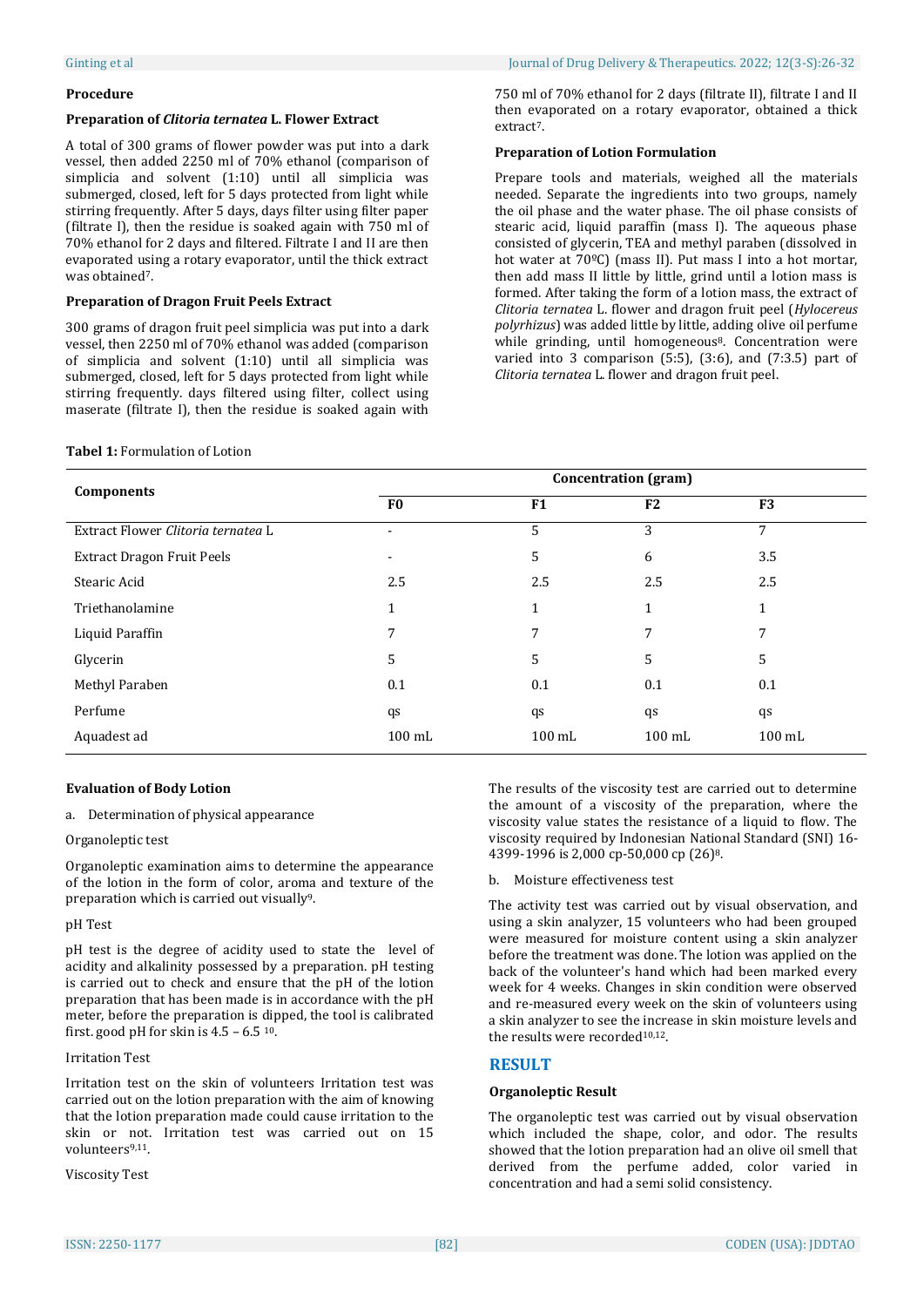### Procedure

#### Preparation of *Clitoria ternatea* L. Flower Extract

A total of 300 grams of flower powder was put into a dark vessel, then added 2250 ml of 70% ethanol (comparison of simplicia and solvent (1:10) until all simplicia was submerged, closed, left for 5 days protected from light while stirring frequently. After 5 days, days filter using filter paper (filtrate I), then the residue is soaked again with 750 ml of 70% ethanol for 2 days and filtered. Filtrate I and II are then evaporated using a rotary evaporator, until the thick extract was obtained[7].

#### Preparation of Dragon Fruit Peels Extract

300 grams of dragon fruit peel simplicia was put into a dark vessel, then 2250 ml of 70% ethanol was added (comparison of simplicia and solvent (1:10) until all simplicia was submerged, closed, left for 5 days protected from light while stirring frequently. days filtered using filter, collect using maserate (filtrate I), then the residue is soaked again with 750 ml of 70% ethanol for 2 days (filtrate II), filtrate I and II then evaporated on a rotary evaporator, obtained a thick extract[7].

#### Preparation of Lotion Formulation

Prepare tools and materials, weighed all the materials needed. Separate the ingredients into two groups, namely the oil phase and the water phase. The oil phase consists of stearic acid, liquid paraffin (mass I). The aqueous phase consisted of glycerin, TEA and methyl paraben (dissolved in hot water at 70ºC) (mass II). Put mass I into a hot mortar, then add mass II little by little, grind until a lotion mass is formed. After taking the form of a lotion mass, the extract of *Clitoria ternatea* L. flower and dragon fruit peel (*Hylocereus polyrhizus*) was added little by little, adding olive oil perfume while grinding, until homogeneous[8]. Concentration were varied into 3 comparison (5:5), (3:6), and (7:3.5) part of *Clitoria ternatea* L. flower and dragon fruit peel.

**Tabel 1:** Formulation of Lotion

| Components | Concentration (gram) | | | |
|---|---|---|---|---|
| | F0 | F1 | F2 | F3 |
| Extract Flower *Clitoria ternatea* L | - | 5 | 3 | 7 |
| Extract Dragon Fruit Peels | - | 5 | 6 | 3.5 |
| Stearic Acid | 2.5 | 2.5 | 2.5 | 2.5 |
| Triethanolamine | 1 | 1 | 1 | 1 |
| Liquid Paraffin | 7 | 7 | 7 | 7 |
| Glycerin | 5 | 5 | 5 | 5 |
| Methyl Paraben | 0.1 | 0.1 | 0.1 | 0.1 |
| Perfume | qs | qs | qs | qs |
| Aquadest ad | 100 mL | 100 mL | 100 mL | 100 mL |

#### Evaluation of Body Lotion

a. Determination of physical appearance

Organoleptic test

Organoleptic examination aims to determine the appearance of the lotion in the form of color, aroma and texture of the preparation which is carried out visually[9].

pH Test

pH test is the degree of acidity used to state the level of acidity and alkalinity possessed by a preparation. pH testing is carried out to check and ensure that the pH of the lotion preparation that has been made is in accordance with the pH meter, before the preparation is dipped, the tool is calibrated first. good pH for skin is 4.5 – 6.5 [10].

Irritation Test

Irritation test on the skin of volunteers Irritation test was carried out on the lotion preparation with the aim of knowing that the lotion preparation made could cause irritation to the skin or not. Irritation test was carried out on 15 volunteers[9,11].

Viscosity Test

The results of the viscosity test are carried out to determine the amount of a viscosity of the preparation, where the viscosity value states the resistance of a liquid to flow. The viscosity required by Indonesian National Standard (SNI) 16-4399-1996 is 2,000 cp-50,000 cp (26)[8].

b. Moisture effectiveness test

The activity test was carried out by visual observation, and using a skin analyzer, 15 volunteers who had been grouped were measured for moisture content using a skin analyzer before the treatment was done. The lotion was applied on the back of the volunteer's hand which had been marked every week for 4 weeks. Changes in skin condition were observed and re-measured every week on the skin of volunteers using a skin analyzer to see the increase in skin moisture levels and the results were recorded[10,12].

## RESULT

#### Organoleptic Result

The organoleptic test was carried out by visual observation which included the shape, color, and odor. The results showed that the lotion preparation had an olive oil smell that derived from the perfume added, color varied in concentration and had a semi solid consistency.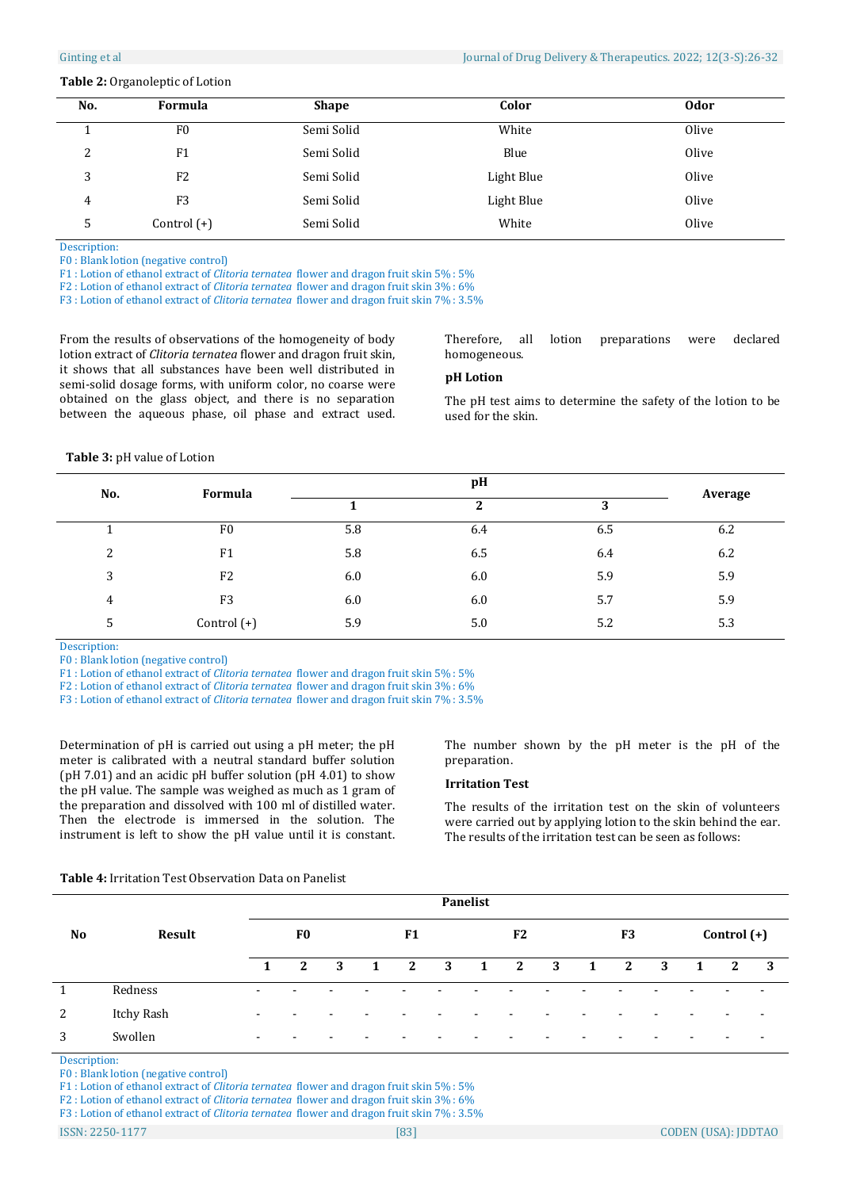**Table 2:** Organoleptic of Lotion

| No. | Formula | Shape | Color | Odor |
|---|---|---|---|---|
| 1 | F0 | Semi Solid | White | Olive |
| 2 | F1 | Semi Solid | Blue | Olive |
| 3 | F2 | Semi Solid | Light Blue | Olive |
| 4 | F3 | Semi Solid | Light Blue | Olive |
| 5 | Control (+) | Semi Solid | White | Olive |

Description:
F0 : Blank lotion (negative control)
F1 : Lotion of ethanol extract of *Clitoria ternatea* flower and dragon fruit skin 5% : 5%
F2 : Lotion of ethanol extract of *Clitoria ternatea* flower and dragon fruit skin 3% : 6%
F3 : Lotion of ethanol extract of *Clitoria ternatea* flower and dragon fruit skin 7% : 3.5%

From the results of observations of the homogeneity of body lotion extract of *Clitoria ternatea* flower and dragon fruit skin, it shows that all substances have been well distributed in semi-solid dosage forms, with uniform color, no coarse were obtained on the glass object, and there is no separation between the aqueous phase, oil phase and extract used. Therefore, all lotion preparations were declared homogeneous.

### pH Lotion

The pH test aims to determine the safety of the lotion to be used for the skin.

**Table 3:** pH value of Lotion

| No. | Formula | pH | | | Average |
|---|---|---|---|---|---|
| | | 1 | 2 | 3 | |
| 1 | F0 | 5.8 | 6.4 | 6.5 | 6.2 |
| 2 | F1 | 5.8 | 6.5 | 6.4 | 6.2 |
| 3 | F2 | 6.0 | 6.0 | 5.9 | 5.9 |
| 4 | F3 | 6.0 | 6.0 | 5.7 | 5.9 |
| 5 | Control (+) | 5.9 | 5.0 | 5.2 | 5.3 |

Description:
F0 : Blank lotion (negative control)
F1 : Lotion of ethanol extract of *Clitoria ternatea* flower and dragon fruit skin 5% : 5%
F2 : Lotion of ethanol extract of *Clitoria ternatea* flower and dragon fruit skin 3% : 6%
F3 : Lotion of ethanol extract of *Clitoria ternatea* flower and dragon fruit skin 7% : 3.5%

Determination of pH is carried out using a pH meter; the pH meter is calibrated with a neutral standard buffer solution (pH 7.01) and an acidic pH buffer solution (pH 4.01) to show the pH value. The sample was weighed as much as 1 gram of the preparation and dissolved with 100 ml of distilled water. Then the electrode is immersed in the solution. The instrument is left to show the pH value until it is constant. The number shown by the pH meter is the pH of the preparation.

### Irritation Test

The results of the irritation test on the skin of volunteers were carried out by applying lotion to the skin behind the ear. The results of the irritation test can be seen as follows:

**Table 4:** Irritation Test Observation Data on Panelist

| No | Result | Panelist | | | | | | | | | | | | | | |
|---|---|---|---|---|---|---|---|---|---|---|---|---|---|---|---|---|
| | | F0 | | | F1 | | | F2 | | | F3 | | | Control (+) | | |
| | | 1 | 2 | 3 | 1 | 2 | 3 | 1 | 2 | 3 | 1 | 2 | 3 | 1 | 2 | 3 |
| 1 | Redness | - | - | - | - | - | - | - | - | - | - | - | - | - | - | - |
| 2 | Itchy Rash | - | - | - | - | - | - | - | - | - | - | - | - | - | - | - |
| 3 | Swollen | - | - | - | - | - | - | - | - | - | - | - | - | - | - | - |

Description:
F0 : Blank lotion (negative control)
F1 : Lotion of ethanol extract of *Clitoria ternatea* flower and dragon fruit skin 5% : 5%
F2 : Lotion of ethanol extract of *Clitoria ternatea* flower and dragon fruit skin 3% : 6%
F3 : Lotion of ethanol extract of *Clitoria ternatea* flower and dragon fruit skin 7% : 3.5%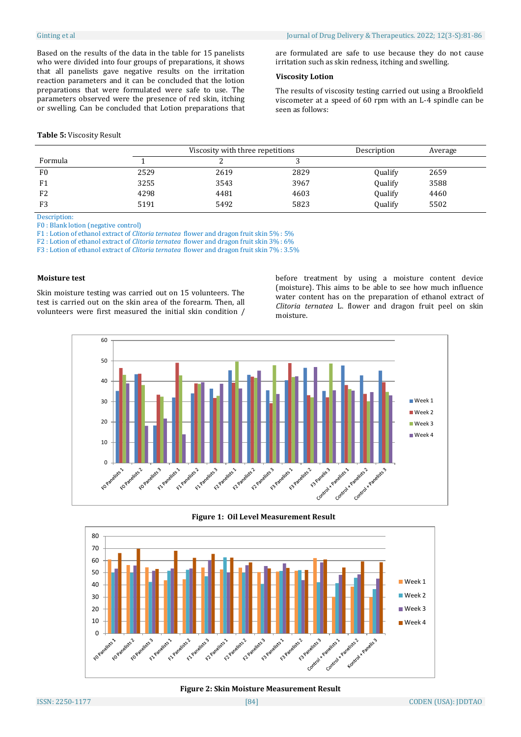Based on the results of the data in the table for 15 panelists who were divided into four groups of preparations, it shows that all panelists gave negative results on the irritation reaction parameters and it can be concluded that the lotion preparations that were formulated were safe to use. The parameters observed were the presence of red skin, itching or swelling. Can be concluded that Lotion preparations that are formulated are safe to use because they do not cause irritation such as skin redness, itching and swelling.

### Viscosity Lotion

The results of viscosity testing carried out using a Brookfield viscometer at a speed of 60 rpm with an L-4 spindle can be seen as follows:

**Table 5:** Viscosity Result

| Formula | Viscosity with three repetitions | | | Description | Average |
|---|---|---|---|---|---|
| | 1 | 2 | 3 | | |
| F0 | 2529 | 2619 | 2829 | Qualify | 2659 |
| F1 | 3255 | 3543 | 3967 | Qualify | 3588 |
| F2 | 4298 | 4481 | 4603 | Qualify | 4460 |
| F3 | 5191 | 5492 | 5823 | Qualify | 5502 |

Description:
F0 : Blank lotion (negative control)
F1 : Lotion of ethanol extract of *Clitoria ternatea* flower and dragon fruit skin 5% : 5%
F2 : Lotion of ethanol extract of *Clitoria ternatea* flower and dragon fruit skin 3% : 6%
F3 : Lotion of ethanol extract of *Clitoria ternatea* flower and dragon fruit skin 7% : 3.5%

### Moisture test

Skin moisture testing was carried out on 15 volunteers. The test is carried out on the skin area of the forearm. Then, all volunteers were first measured the initial skin condition / before treatment by using a moisture content device (moisture). This aims to be able to see how much influence water content has on the preparation of ethanol extract of *Clitoria ternatea* L. flower and dragon fruit peel on skin moisture.

**Figure 1: Oil Level Measurement Result**

**Figure 2: Skin Moisture Measurement Result**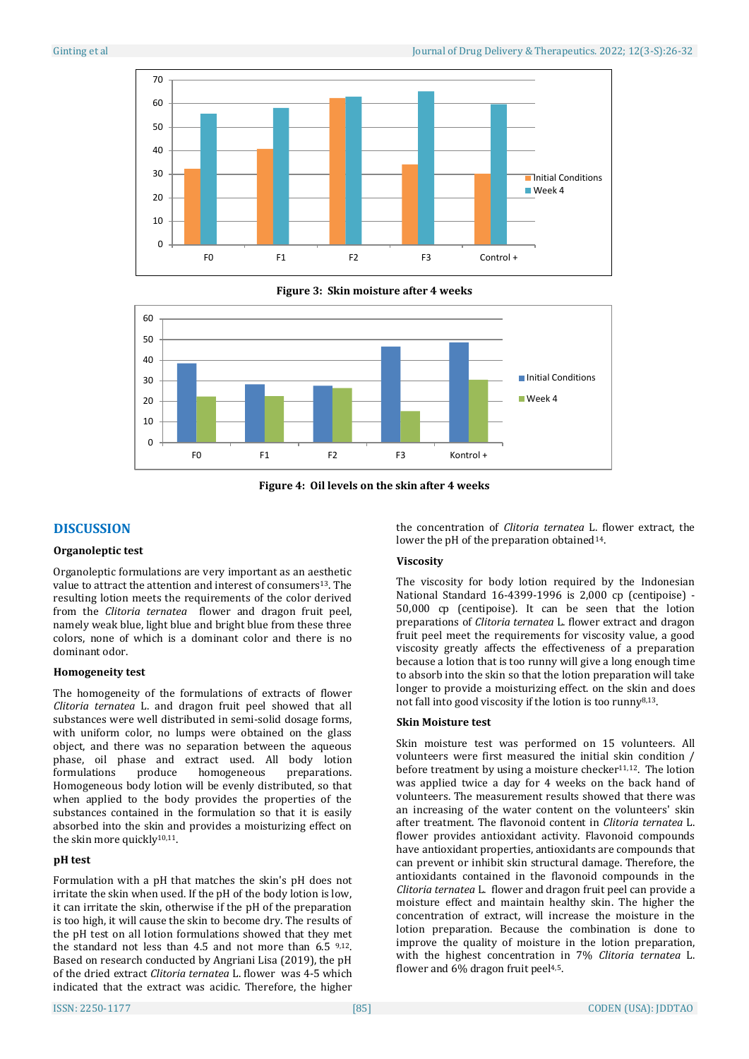Figure 3: Skin moisture after 4 weeks

Figure 4: Oil levels on the skin after 4 weeks

## DISCUSSION

### Organoleptic test

Organoleptic formulations are very important as an aesthetic value to attract the attention and interest of consumers[13]. The resulting lotion meets the requirements of the color derived from the *Clitoria ternatea* flower and dragon fruit peel, namely weak blue, light blue and bright blue from these three colors, none of which is a dominant color and there is no dominant odor.

### Homogeneity test

The homogeneity of the formulations of extracts of flower *Clitoria ternatea* L. and dragon fruit peel showed that all substances were well distributed in semi-solid dosage forms, with uniform color, no lumps were obtained on the glass object, and there was no separation between the aqueous phase, oil phase and extract used. All body lotion formulations produce homogeneous preparations. Homogeneous body lotion will be evenly distributed, so that when applied to the body provides the properties of the substances contained in the formulation so that it is easily absorbed into the skin and provides a moisturizing effect on the skin more quickly[10,11].

### pH test

Formulation with a pH that matches the skin's pH does not irritate the skin when used. If the pH of the body lotion is low, it can irritate the skin, otherwise if the pH of the preparation is too high, it will cause the skin to become dry. The results of the pH test on all lotion formulations showed that they met the standard not less than 4.5 and not more than 6.5 [9,12]. Based on research conducted by Angriani Lisa (2019), the pH of the dried extract *Clitoria ternatea* L. flower was 4-5 which indicated that the extract was acidic. Therefore, the higher the concentration of *Clitoria ternatea* L. flower extract, the lower the pH of the preparation obtained[14].

### Viscosity

The viscosity for body lotion required by the Indonesian National Standard 16-4399-1996 is 2,000 cp (centipoise) - 50,000 cp (centipoise). It can be seen that the lotion preparations of *Clitoria ternatea* L. flower extract and dragon fruit peel meet the requirements for viscosity value, a good viscosity greatly affects the effectiveness of a preparation because a lotion that is too runny will give a long enough time to absorb into the skin so that the lotion preparation will take longer to provide a moisturizing effect. on the skin and does not fall into good viscosity if the lotion is too runny[8,13].

### Skin Moisture test

Skin moisture test was performed on 15 volunteers. All volunteers were first measured the initial skin condition / before treatment by using a moisture checker[11,12]. The lotion was applied twice a day for 4 weeks on the back hand of volunteers. The measurement results showed that there was an increasing of the water content on the volunteers' skin after treatment. The flavonoid content in *Clitoria ternatea* L. flower provides antioxidant activity. Flavonoid compounds have antioxidant properties, antioxidants are compounds that can prevent or inhibit skin structural damage. Therefore, the antioxidants contained in the flavonoid compounds in the *Clitoria ternatea* L. flower and dragon fruit peel can provide a moisture effect and maintain healthy skin. The higher the concentration of extract, will increase the moisture in the lotion preparation. Because the combination is done to improve the quality of moisture in the lotion preparation, with the highest concentration in 7% *Clitoria ternatea* L. flower and 6% dragon fruit peel[4,5].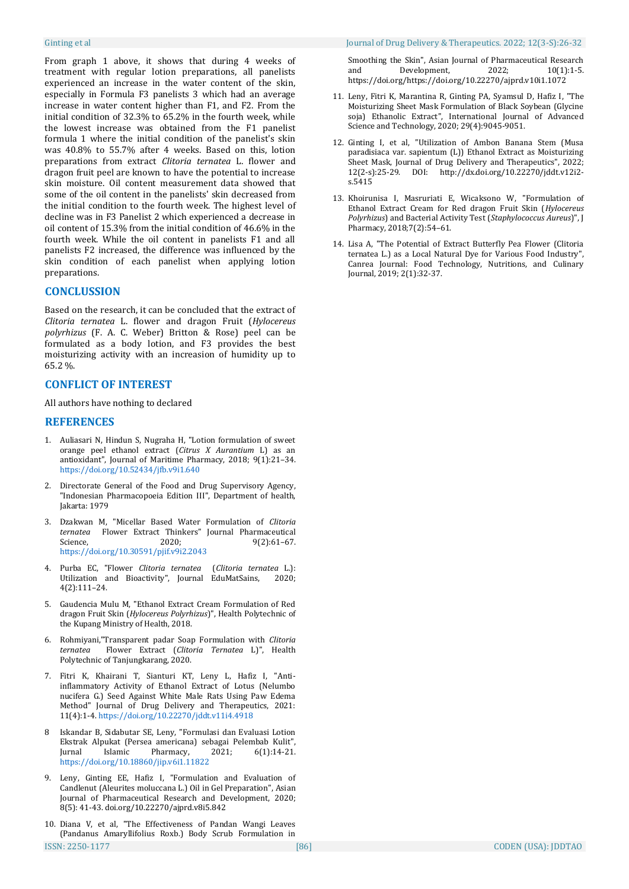From graph 1 above, it shows that during 4 weeks of treatment with regular lotion preparations, all panelists experienced an increase in the water content of the skin, especially in Formula F3 panelists 3 which had an average increase in water content higher than F1, and F2. From the initial condition of 32.3% to 65.2% in the fourth week, while the lowest increase was obtained from the F1 panelist formula 1 where the initial condition of the panelist's skin was 40.8% to 55.7% after 4 weeks. Based on this, lotion preparations from extract *Clitoria ternatea* L. flower and dragon fruit peel are known to have the potential to increase skin moisture. Oil content measurement data showed that some of the oil content in the panelists' skin decreased from the initial condition to the fourth week. The highest level of decline was in F3 Panelist 2 which experienced a decrease in oil content of 15.3% from the initial condition of 46.6% in the fourth week. While the oil content in panelists F1 and all panelists F2 increased, the difference was influenced by the skin condition of each panelist when applying lotion preparations.

## CONCLUSSION

Based on the research, it can be concluded that the extract of *Clitoria ternatea* L. flower and dragon Fruit (*Hylocereus polyrhizus* (F. A. C. Weber) Britton & Rose) peel can be formulated as a body lotion, and F3 provides the best moisturizing activity with an increasion of humidity up to 65.2 %.

## CONFLICT OF INTEREST

All authors have nothing to declared

## REFERENCES

1. Auliasari N, Hindun S, Nugraha H, "Lotion formulation of sweet orange peel ethanol extract (*Citrus X Aurantium* L) as an antioxidant", Journal of Maritime Pharmacy, 2018; 9(1):21–34. https://doi.org/10.52434/jfb.v9i1.640
2. Directorate General of the Food and Drug Supervisory Agency, "Indonesian Pharmacopoeia Edition III", Department of health, Jakarta: 1979
3. Dzakwan M, "Micellar Based Water Formulation of *Clitoria ternatea* Flower Extract Thinkers" Journal Pharmaceutical Science, 2020; 9(2):61–67. https://doi.org/10.30591/pjif.v9i2.2043
4. Purba EC, "Flower *Clitoria ternatea* (*Clitoria ternatea* L.): Utilization and Bioactivity", Journal EduMatSains, 2020; 4(2):111–24.
5. Gaudencia Mulu M, "Ethanol Extract Cream Formulation of Red dragon Fruit Skin (*Hylocereus Polyrhizus*)", Health Polytechnic of the Kupang Ministry of Health, 2018.
6. Rohmiyani,"Transparent padar Soap Formulation with *Clitoria ternatea* Flower Extract (*Clitoria Ternatea* L)", Health Polytechnic of Tanjungkarang, 2020.
7. Fitri K, Khairani T, Sianturi KT, Leny L, Hafiz I, "Anti-inflammatory Activity of Ethanol Extract of Lotus (Nelumbo nucifera G.) Seed Against White Male Rats Using Paw Edema Method" Journal of Drug Delivery and Therapeutics, 2021: 11(4):1-4. https://doi.org/10.22270/jddt.v11i4.4918
8. Iskandar B, Sidabutar SE, Leny, "Formulasi dan Evaluasi Lotion Ekstrak Alpukat (Persea americana) sebagai Pelembab Kulit", Jurnal Islamic Pharmacy, 2021; 6(1):14-21. https://doi.org/10.18860/jip.v6i1.11822
9. Leny, Ginting EE, Hafiz I, "Formulation and Evaluation of Candlenut (Aleurites moluccana L.) Oil in Gel Preparation", Asian Journal of Pharmaceutical Research and Development, 2020; 8(5): 41-43. doi.org/10.22270/ajprd.v8i5.842
10. Diana V, et al, "The Effectiveness of Pandan Wangi Leaves (Pandanus Amaryllifolius Roxb.) Body Scrub Formulation in Smoothing the Skin", Asian Journal of Pharmaceutical Research and Development, 2022; 10(1):1-5. https://doi.org/https://doi.org/10.22270/ajprd.v10i1.1072
11. Leny, Fitri K, Marantina R, Ginting PA, Syamsul D, Hafiz I, "The Moisturizing Sheet Mask Formulation of Black Soybean (Glycine soja) Ethanolic Extract", International Journal of Advanced Science and Technology, 2020; 29(4):9045-9051.
12. Ginting I, et al, "Utilization of Ambon Banana Stem (Musa paradisiaca var. sapientum (L)) Ethanol Extract as Moisturizing Sheet Mask, Journal of Drug Delivery and Therapeutics", 2022; 12(2-s):25-29. DOI: http://dx.doi.org/10.22270/jddt.v12i2-s.5415
13. Khoirunisa I, Masruriati E, Wicaksono W, "Formulation of Ethanol Extract Cream for Red dragon Fruit Skin (*Hylocereus Polyrhizus*) and Bacterial Activity Test (*Staphylococcus Aureus*)", J Pharmacy, 2018;7(2):54–61.
14. Lisa A, "The Potential of Extract Butterfly Pea Flower (Clitoria ternatea L.) as a Local Natural Dye for Various Food Industry", Canrea Journal: Food Technology, Nutritions, and Culinary Journal, 2019; 2(1):32-37.